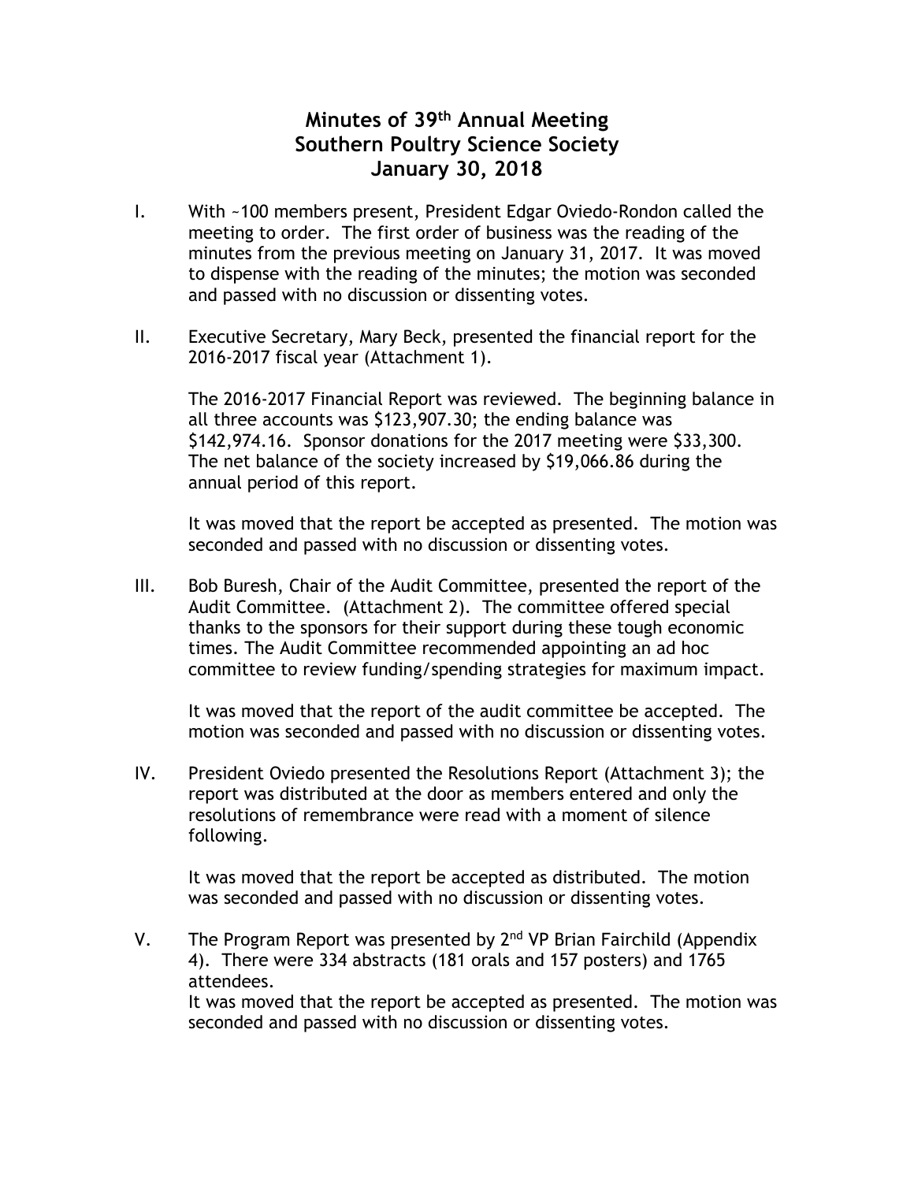# Minutes of 39th Annual Meeting
# Southern Poultry Science Society
# January 30, 2018

I. With ~100 members present, President Edgar Oviedo-Rondon called the meeting to order. The first order of business was the reading of the minutes from the previous meeting on January 31, 2017. It was moved to dispense with the reading of the minutes; the motion was seconded and passed with no discussion or dissenting votes.

II. Executive Secretary, Mary Beck, presented the financial report for the 2016-2017 fiscal year (Attachment 1).

   The 2016-2017 Financial Report was reviewed. The beginning balance in all three accounts was $123,907.30; the ending balance was $142,974.16. Sponsor donations for the 2017 meeting were $33,300. The net balance of the society increased by $19,066.86 during the annual period of this report.

   It was moved that the report be accepted as presented. The motion was seconded and passed with no discussion or dissenting votes.

III. Bob Buresh, Chair of the Audit Committee, presented the report of the Audit Committee. (Attachment 2). The committee offered special thanks to the sponsors for their support during these tough economic times. The Audit Committee recommended appointing an ad hoc committee to review funding/spending strategies for maximum impact.

   It was moved that the report of the audit committee be accepted. The motion was seconded and passed with no discussion or dissenting votes.

IV. President Oviedo presented the Resolutions Report (Attachment 3); the report was distributed at the door as members entered and only the resolutions of remembrance were read with a moment of silence following.

   It was moved that the report be accepted as distributed. The motion was seconded and passed with no discussion or dissenting votes.

V. The Program Report was presented by 2nd VP Brian Fairchild (Appendix 4). There were 334 abstracts (181 orals and 157 posters) and 1765 attendees.
   It was moved that the report be accepted as presented. The motion was seconded and passed with no discussion or dissenting votes.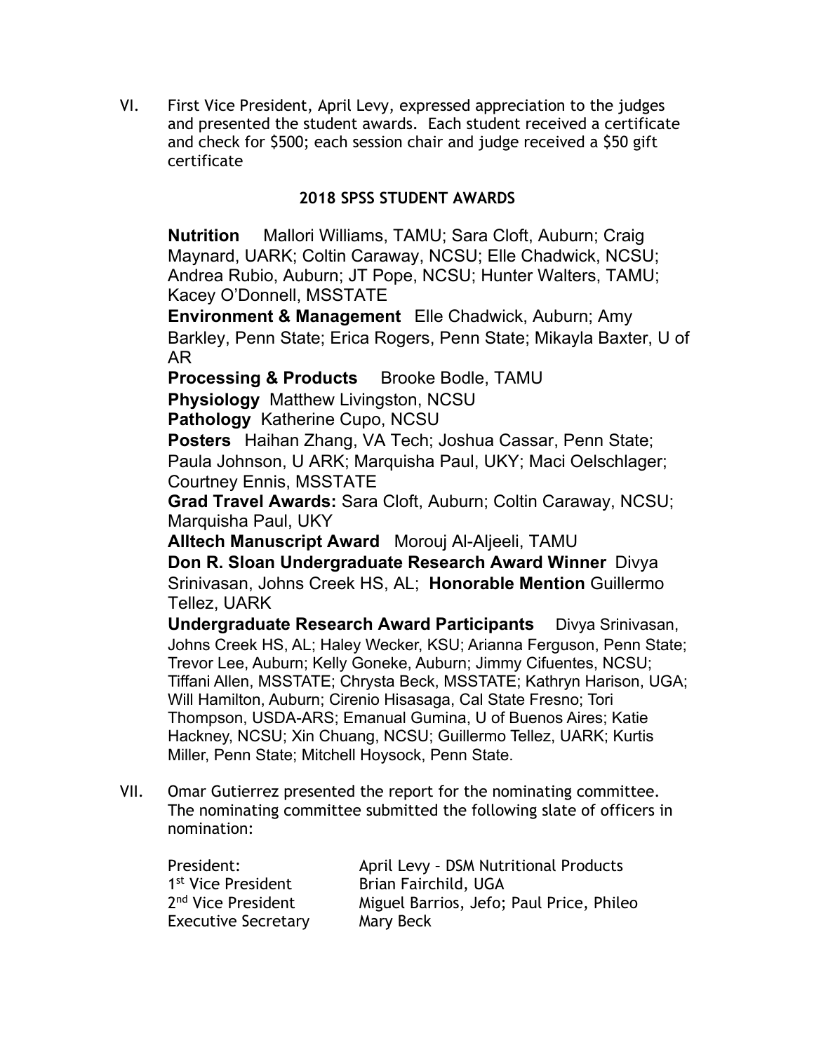VI. First Vice President, April Levy, expressed appreciation to the judges and presented the student awards. Each student received a certificate and check for $500; each session chair and judge received a $50 gift certificate

**2018 SPSS STUDENT AWARDS**

**Nutrition** Mallori Williams, TAMU; Sara Cloft, Auburn; Craig Maynard, UARK; Coltin Caraway, NCSU; Elle Chadwick, NCSU; Andrea Rubio, Auburn; JT Pope, NCSU; Hunter Walters, TAMU; Kacey O'Donnell, MSSTATE

**Environment & Management** Elle Chadwick, Auburn; Amy Barkley, Penn State; Erica Rogers, Penn State; Mikayla Baxter, U of AR

**Processing & Products** Brooke Bodle, TAMU

**Physiology** Matthew Livingston, NCSU

**Pathology** Katherine Cupo, NCSU

**Posters** Haihan Zhang, VA Tech; Joshua Cassar, Penn State; Paula Johnson, U ARK; Marquisha Paul, UKY; Maci Oelschlager; Courtney Ennis, MSSTATE

**Grad Travel Awards:** Sara Cloft, Auburn; Coltin Caraway, NCSU; Marquisha Paul, UKY

**Alltech Manuscript Award** Morouj Al-Aljeeli, TAMU

**Don R. Sloan Undergraduate Research Award Winner** Divya Srinivasan, Johns Creek HS, AL; **Honorable Mention** Guillermo Tellez, UARK

**Undergraduate Research Award Participants** Divya Srinivasan, Johns Creek HS, AL; Haley Wecker, KSU; Arianna Ferguson, Penn State; Trevor Lee, Auburn; Kelly Goneke, Auburn; Jimmy Cifuentes, NCSU; Tiffani Allen, MSSTATE; Chrysta Beck, MSSTATE; Kathryn Harison, UGA; Will Hamilton, Auburn; Cirenio Hisasaga, Cal State Fresno; Tori Thompson, USDA-ARS; Emanual Gumina, U of Buenos Aires; Katie Hackney, NCSU; Xin Chuang, NCSU; Guillermo Tellez, UARK; Kurtis Miller, Penn State; Mitchell Hoysock, Penn State.

VII. Omar Gutierrez presented the report for the nominating committee. The nominating committee submitted the following slate of officers in nomination:

| | |
|---|---|
| President: | April Levy – DSM Nutritional Products |
| 1st Vice President | Brian Fairchild, UGA |
| 2nd Vice President | Miguel Barrios, Jefo; Paul Price, Phileo |
| Executive Secretary | Mary Beck |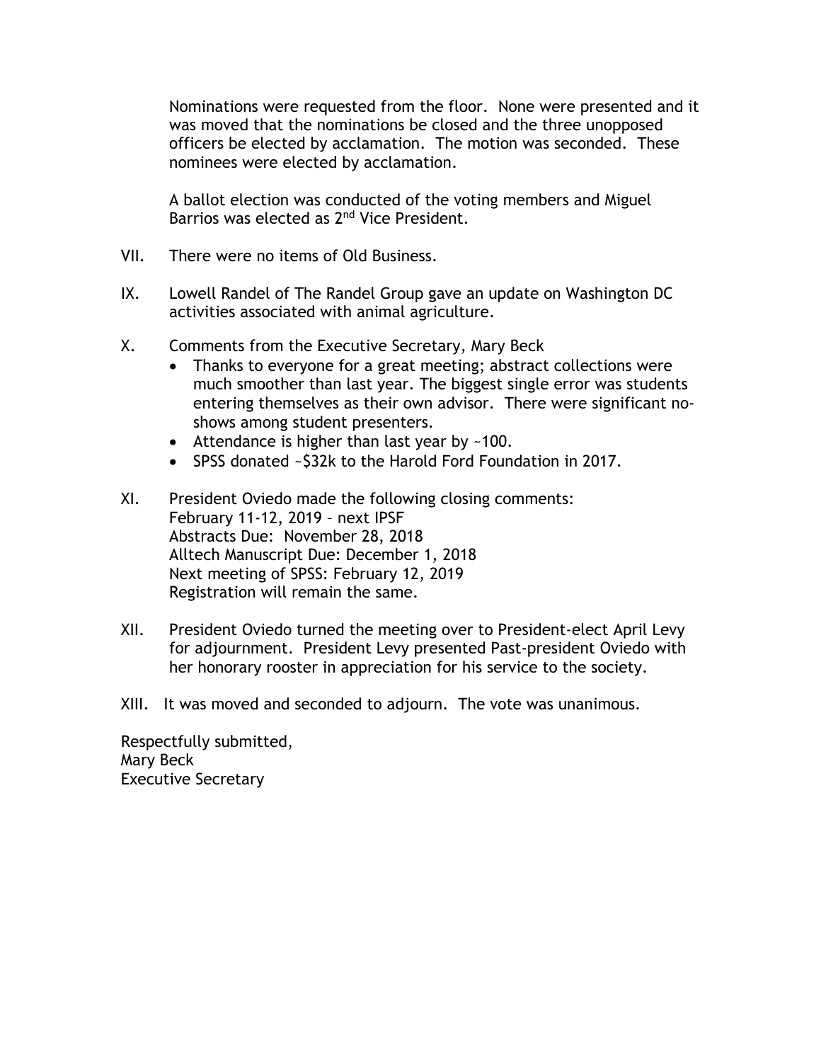Nominations were requested from the floor. None were presented and it was moved that the nominations be closed and the three unopposed officers be elected by acclamation. The motion was seconded. These nominees were elected by acclamation.

A ballot election was conducted of the voting members and Miguel Barrios was elected as 2nd Vice President.

VII. There were no items of Old Business.

IX. Lowell Randel of The Randel Group gave an update on Washington DC activities associated with animal agriculture.

X. Comments from the Executive Secretary, Mary Beck

- Thanks to everyone for a great meeting; abstract collections were much smoother than last year. The biggest single error was students entering themselves as their own advisor. There were significant no-shows among student presenters.
- Attendance is higher than last year by ~100.
- SPSS donated ~$32k to the Harold Ford Foundation in 2017.

XI. President Oviedo made the following closing comments:
February 11-12, 2019 – next IPSF
Abstracts Due: November 28, 2018
Alltech Manuscript Due: December 1, 2018
Next meeting of SPSS: February 12, 2019
Registration will remain the same.

XII. President Oviedo turned the meeting over to President-elect April Levy for adjournment. President Levy presented Past-president Oviedo with her honorary rooster in appreciation for his service to the society.

XIII. It was moved and seconded to adjourn. The vote was unanimous.

Respectfully submitted,
Mary Beck
Executive Secretary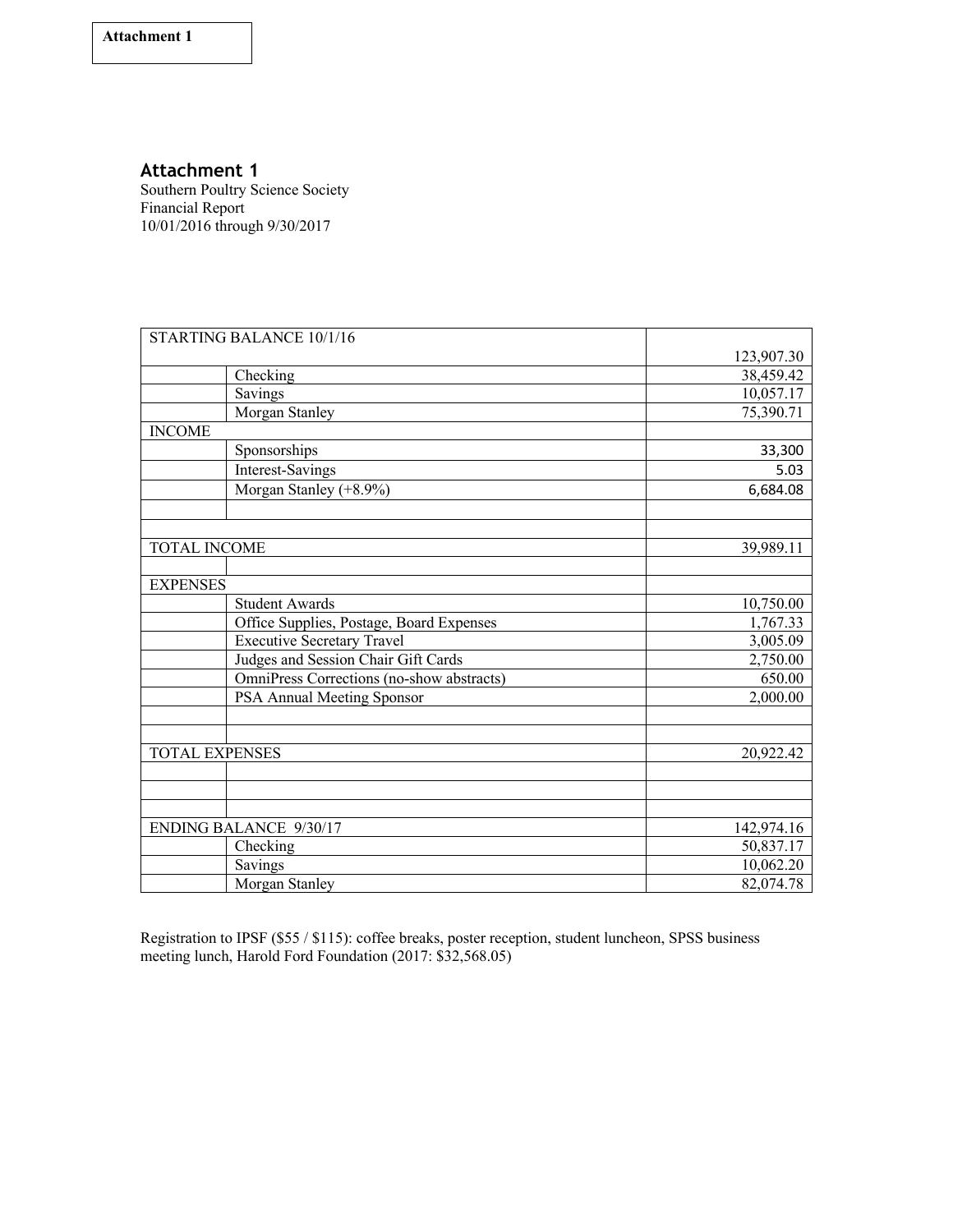**Attachment 1**

## Attachment 1

Southern Poultry Science Society
Financial Report
10/01/2016 through 9/30/2017

| | | |
|---|---|---|
| STARTING BALANCE 10/1/16 | | 123,907.30 |
| | Checking | 38,459.42 |
| | Savings | 10,057.17 |
| | Morgan Stanley | 75,390.71 |
| INCOME | | |
| | Sponsorships | 33,300 |
| | Interest-Savings | 5.03 |
| | Morgan Stanley (+8.9%) | 6,684.08 |
| | | |
| | | |
| TOTAL INCOME | | 39,989.11 |
| | | |
| EXPENSES | | |
| | Student Awards | 10,750.00 |
| | Office Supplies, Postage, Board Expenses | 1,767.33 |
| | Executive Secretary Travel | 3,005.09 |
| | Judges and Session Chair Gift Cards | 2,750.00 |
| | OmniPress Corrections (no-show abstracts) | 650.00 |
| | PSA Annual Meeting Sponsor | 2,000.00 |
| | | |
| | | |
| TOTAL EXPENSES | | 20,922.42 |
| | | |
| | | |
| | | |
| ENDING BALANCE 9/30/17 | | 142,974.16 |
| | Checking | 50,837.17 |
| | Savings | 10,062.20 |
| | Morgan Stanley | 82,074.78 |

Registration to IPSF ($55 / $115): coffee breaks, poster reception, student luncheon, SPSS business meeting lunch, Harold Ford Foundation (2017: $32,568.05)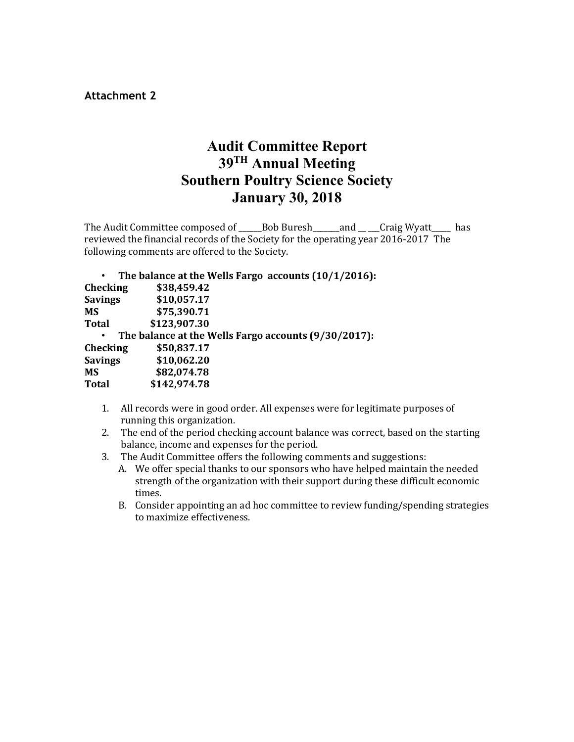**Attachment 2**

# Audit Committee Report
# 39TH Annual Meeting
# Southern Poultry Science Society
# January 30, 2018

The Audit Committee composed of ______Bob Buresh_______and __ ___Craig Wyatt_____ has reviewed the financial records of the Society for the operating year 2016-2017 The following comments are offered to the Society.

- **The balance at the Wells Fargo accounts (10/1/2016):**

| | |
|---|---|
| **Checking** | **$38,459.42** |
| **Savings** | **$10,057.17** |
| **MS** | **$75,390.71** |
| **Total** | **$123,907.30** |

- **The balance at the Wells Fargo accounts (9/30/2017):**

| | |
|---|---|
| **Checking** | **$50,837.17** |
| **Savings** | **$10,062.20** |
| **MS** | **$82,074.78** |
| **Total** | **$142,974.78** |

1. All records were in good order. All expenses were for legitimate purposes of running this organization.
2. The end of the period checking account balance was correct, based on the starting balance, income and expenses for the period.
3. The Audit Committee offers the following comments and suggestions:
   A. We offer special thanks to our sponsors who have helped maintain the needed strength of the organization with their support during these difficult economic times.
   B. Consider appointing an ad hoc committee to review funding/spending strategies to maximize effectiveness.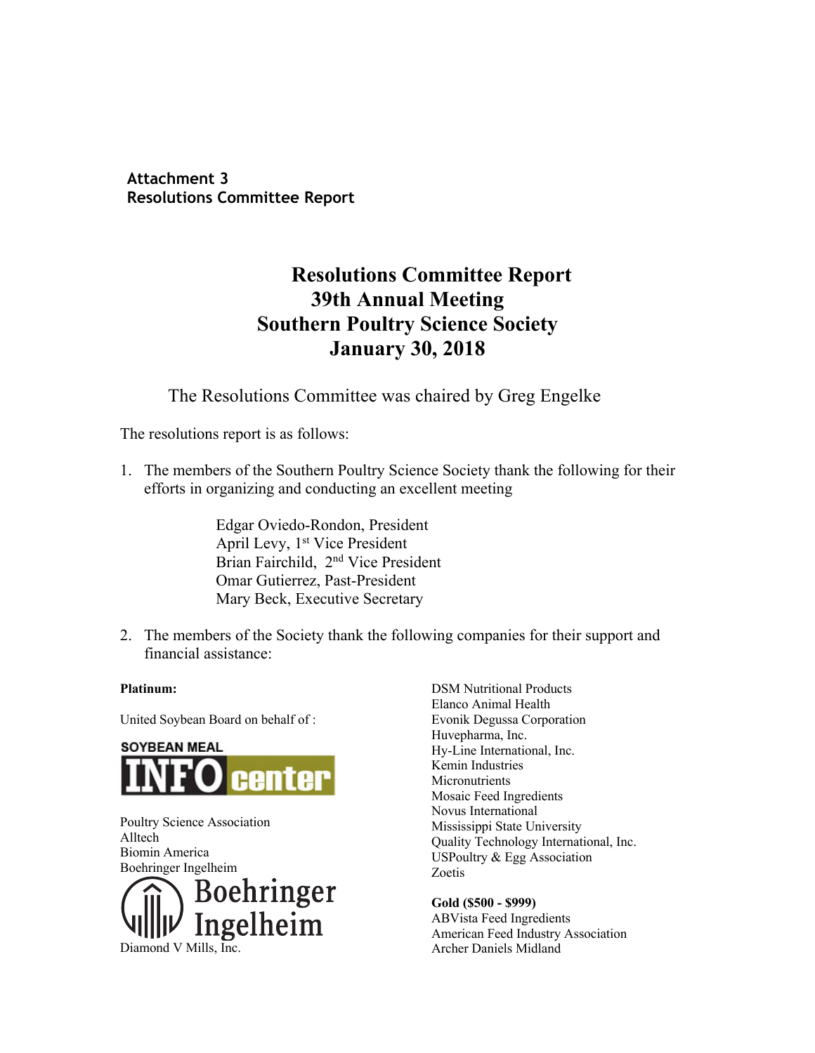**Attachment 3**
**Resolutions Committee Report**

# Resolutions Committee Report
# 39th Annual Meeting
# Southern Poultry Science Society
# January 30, 2018

The Resolutions Committee was chaired by Greg Engelke

The resolutions report is as follows:

1. The members of the Southern Poultry Science Society thank the following for their efforts in organizing and conducting an excellent meeting

   Edgar Oviedo-Rondon, President
   April Levy, 1st Vice President
   Brian Fairchild, 2nd Vice President
   Omar Gutierrez, Past-President
   Mary Beck, Executive Secretary

2. The members of the Society thank the following companies for their support and financial assistance:

**Platinum:**

United Soybean Board on behalf of :

SOYBEAN MEAL INFO center

Poultry Science Association
Alltech
Biomin America
Boehringer Ingelheim
Boehringer Ingelheim
Diamond V Mills, Inc.
DSM Nutritional Products
Elanco Animal Health
Evonik Degussa Corporation
Huvepharma, Inc.
Hy-Line International, Inc.
Kemin Industries
Micronutrients
Mosaic Feed Ingredients
Novus International
Mississippi State University
Quality Technology International, Inc.
USPoultry & Egg Association
Zoetis

**Gold ($500 - $999)**
ABVista Feed Ingredients
American Feed Industry Association
Archer Daniels Midland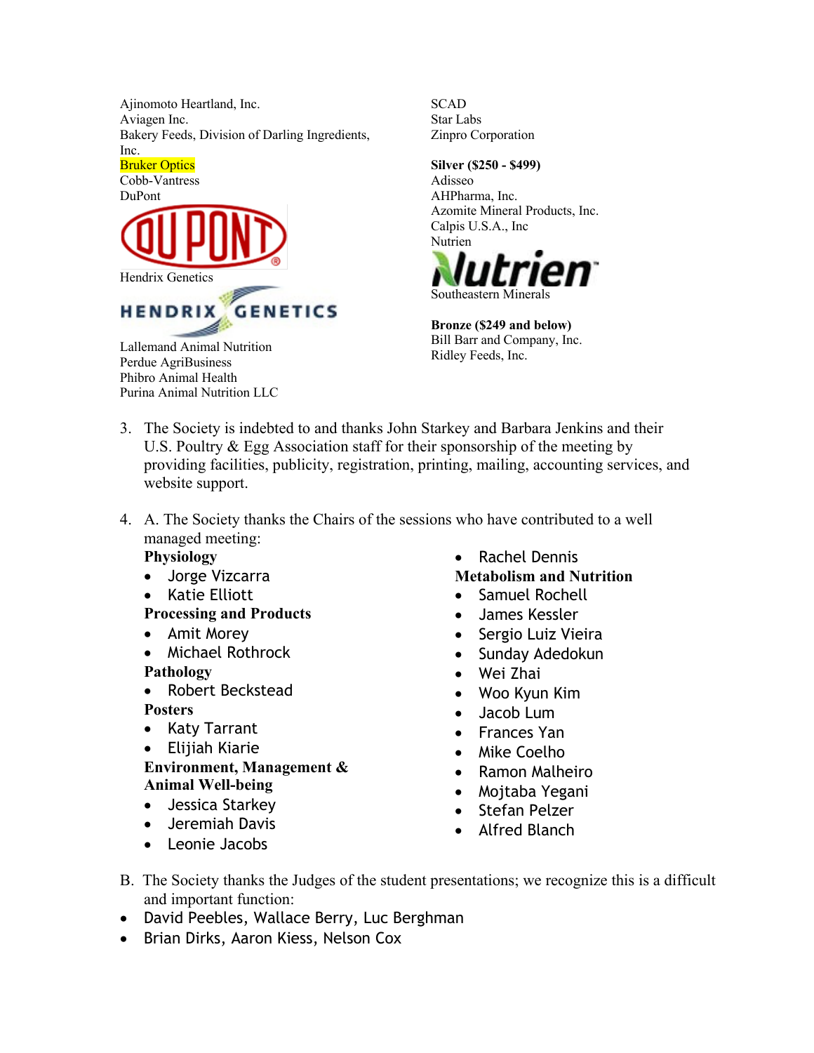Ajinomoto Heartland, Inc.
Aviagen Inc.
Bakery Feeds, Division of Darling Ingredients, Inc.
Bruker Optics
Cobb-Vantress
DuPont
Hendrix Genetics
Lallemand Animal Nutrition
Perdue AgriBusiness
Phibro Animal Health
Purina Animal Nutrition LLC
SCAD
Star Labs
Zinpro Corporation

**Silver ($250 - $499)**
Adisseo
AHPharma, Inc.
Azomite Mineral Products, Inc.
Calpis U.S.A., Inc
Nutrien
Southeastern Minerals

**Bronze ($249 and below)**
Bill Barr and Company, Inc.
Ridley Feeds, Inc.

3. The Society is indebted to and thanks John Starkey and Barbara Jenkins and their U.S. Poultry & Egg Association staff for their sponsorship of the meeting by providing facilities, publicity, registration, printing, mailing, accounting services, and website support.

4. A. The Society thanks the Chairs of the sessions who have contributed to a well managed meeting:

**Physiology**
- Jorge Vizcarra
- Katie Elliott

**Processing and Products**
- Amit Morey
- Michael Rothrock

**Pathology**
- Robert Beckstead

**Posters**
- Katy Tarrant
- Elijiah Kiarie

**Environment, Management & Animal Well-being**
- Jessica Starkey
- Jeremiah Davis
- Leonie Jacobs
- Rachel Dennis

**Metabolism and Nutrition**
- Samuel Rochell
- James Kessler
- Sergio Luiz Vieira
- Sunday Adedokun
- Wei Zhai
- Woo Kyun Kim
- Jacob Lum
- Frances Yan
- Mike Coelho
- Ramon Malheiro
- Mojtaba Yegani
- Stefan Pelzer
- Alfred Blanch

B. The Society thanks the Judges of the student presentations; we recognize this is a difficult and important function:

- David Peebles, Wallace Berry, Luc Berghman
- Brian Dirks, Aaron Kiess, Nelson Cox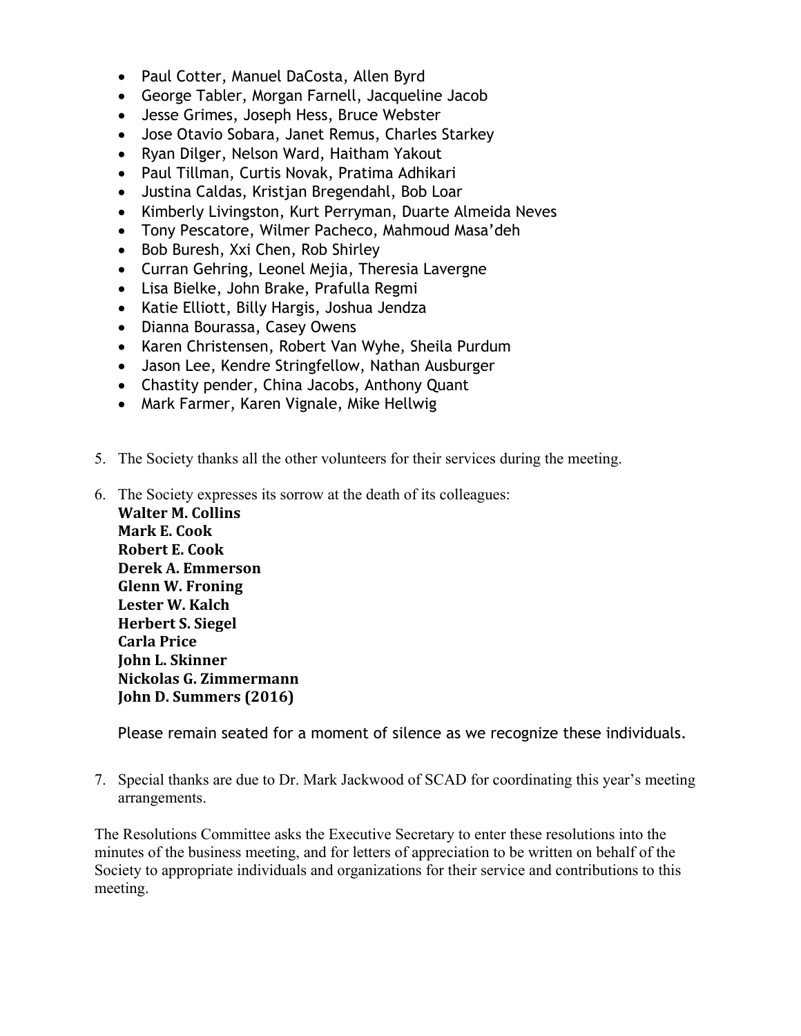- Paul Cotter, Manuel DaCosta, Allen Byrd
- George Tabler, Morgan Farnell, Jacqueline Jacob
- Jesse Grimes, Joseph Hess, Bruce Webster
- Jose Otavio Sobara, Janet Remus, Charles Starkey
- Ryan Dilger, Nelson Ward, Haitham Yakout
- Paul Tillman, Curtis Novak, Pratima Adhikari
- Justina Caldas, Kristjan Bregendahl, Bob Loar
- Kimberly Livingston, Kurt Perryman, Duarte Almeida Neves
- Tony Pescatore, Wilmer Pacheco, Mahmoud Masa'deh
- Bob Buresh, Xxi Chen, Rob Shirley
- Curran Gehring, Leonel Mejia, Theresia Lavergne
- Lisa Bielke, John Brake, Prafulla Regmi
- Katie Elliott, Billy Hargis, Joshua Jendza
- Dianna Bourassa, Casey Owens
- Karen Christensen, Robert Van Wyhe, Sheila Purdum
- Jason Lee, Kendre Stringfellow, Nathan Ausburger
- Chastity pender, China Jacobs, Anthony Quant
- Mark Farmer, Karen Vignale, Mike Hellwig

5. The Society thanks all the other volunteers for their services during the meeting.

6. The Society expresses its sorrow at the death of its colleagues:
   **Walter M. Collins**
   **Mark E. Cook**
   **Robert E. Cook**
   **Derek A. Emmerson**
   **Glenn W. Froning**
   **Lester W. Kalch**
   **Herbert S. Siegel**
   **Carla Price**
   **John L. Skinner**
   **Nickolas G. Zimmermann**
   **John D. Summers (2016)**

   Please remain seated for a moment of silence as we recognize these individuals.

7. Special thanks are due to Dr. Mark Jackwood of SCAD for coordinating this year's meeting arrangements.

The Resolutions Committee asks the Executive Secretary to enter these resolutions into the minutes of the business meeting, and for letters of appreciation to be written on behalf of the Society to appropriate individuals and organizations for their service and contributions to this meeting.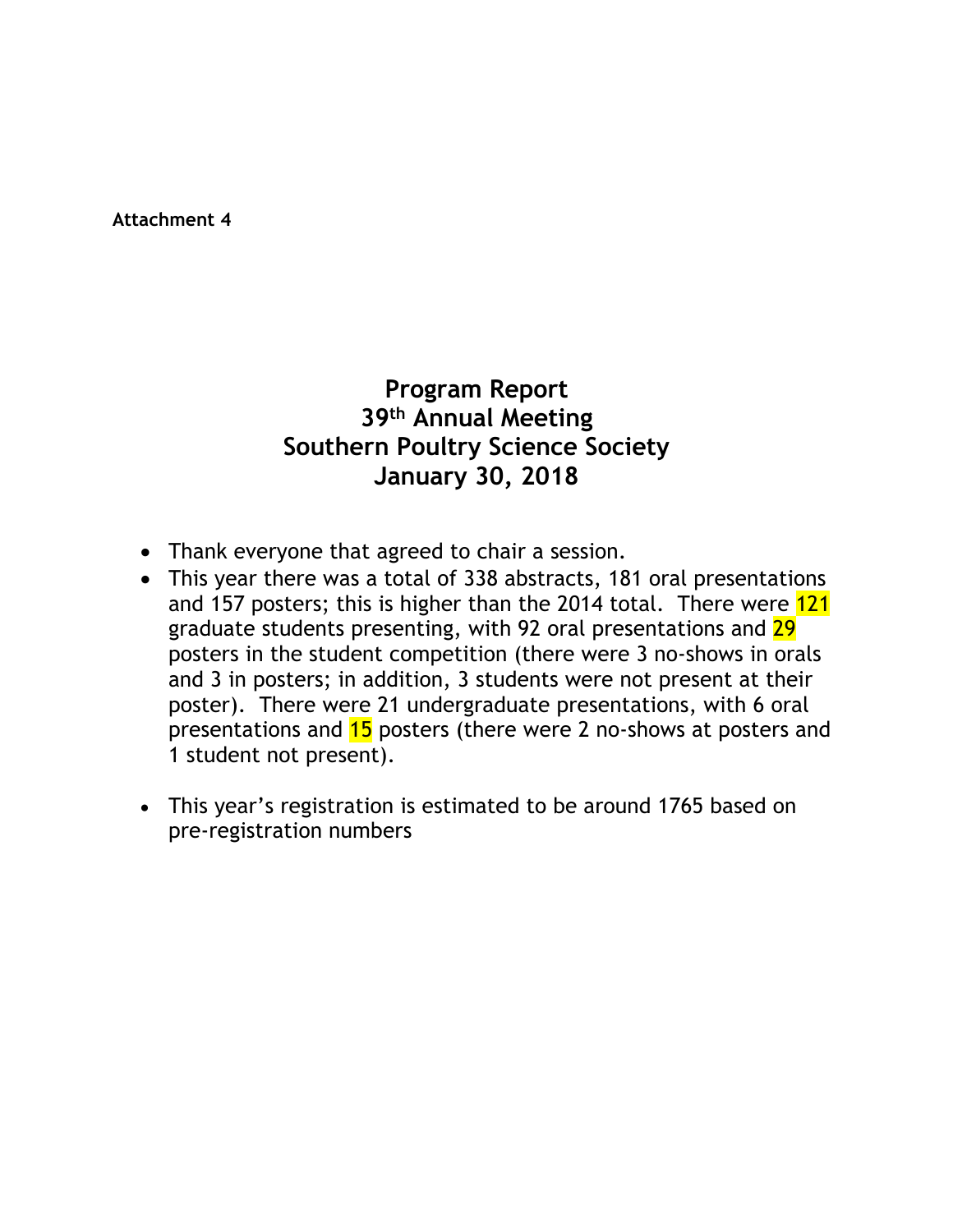**Attachment 4**

# Program Report
# 39th Annual Meeting
# Southern Poultry Science Society
# January 30, 2018

- Thank everyone that agreed to chair a session.
- This year there was a total of 338 abstracts, 181 oral presentations and 157 posters; this is higher than the 2014 total. There were 121 graduate students presenting, with 92 oral presentations and 29 posters in the student competition (there were 3 no-shows in orals and 3 in posters; in addition, 3 students were not present at their poster). There were 21 undergraduate presentations, with 6 oral presentations and 15 posters (there were 2 no-shows at posters and 1 student not present).

- This year's registration is estimated to be around 1765 based on pre-registration numbers